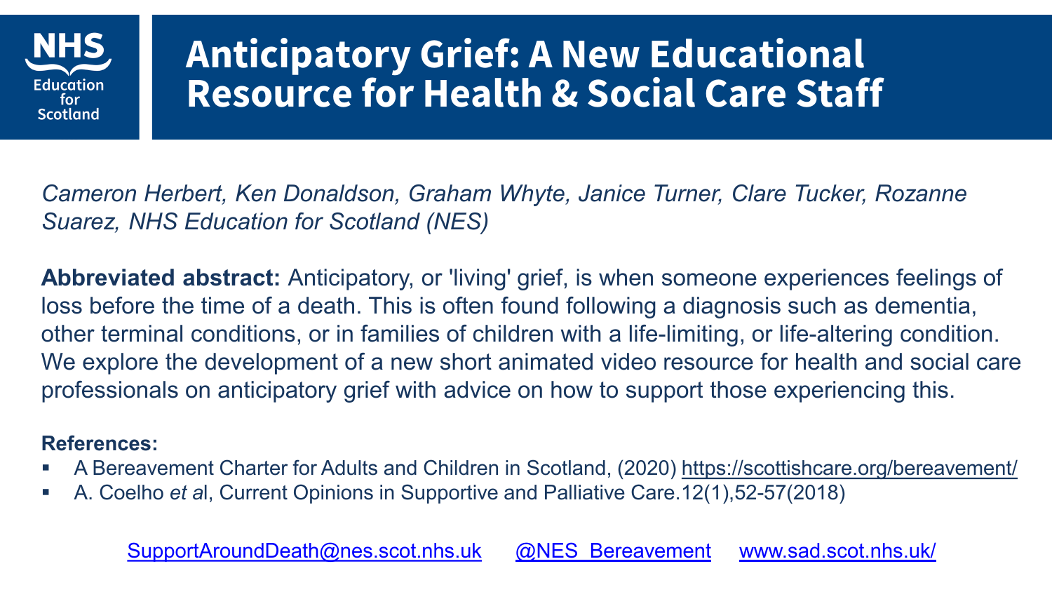NHS Education for Scotland

# Anticipatory Grief: A New Educational Resource for Health & Social Care Staff

*Cameron Herbert, Ken Donaldson, Graham Whyte, Janice Turner, Clare Tucker, Rozanne Suarez, NHS Education for Scotland (NES)*

**Abbreviated abstract:** Anticipatory, or 'living' grief, is when someone experiences feelings of loss before the time of a death. This is often found following a diagnosis such as dementia, other terminal conditions, or in families of children with a life-limiting, or life-altering condition. We explore the development of a new short animated video resource for health and social care professionals on anticipatory grief with advice on how to support those experiencing this.

**References:**

- A Bereavement Charter for Adults and Children in Scotland, (2020) https://scottishcare.org/bereavement/
- A. Coelho *et a*l, Current Opinions in Supportive and Palliative Care.12(1),52-57(2018)

SupportAroundDeath@nes.scot.nhs.uk @NES_Bereavement www.sad.scot.nhs.uk/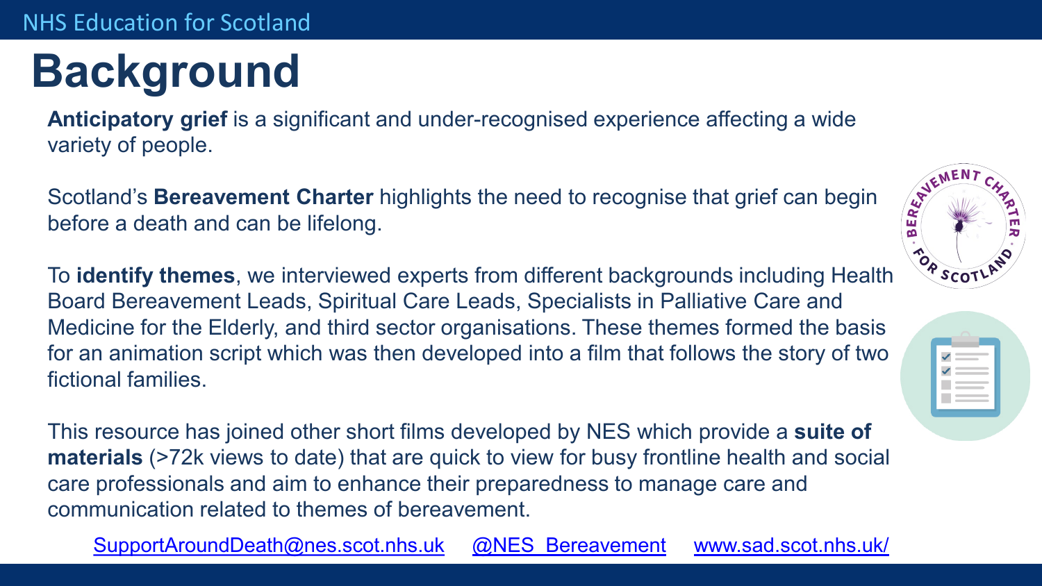# Background

**Anticipatory grief** is a significant and under-recognised experience affecting a wide variety of people.

Scotland's **Bereavement Charter** highlights the need to recognise that grief can begin before a death and can be lifelong.

To **identify themes**, we interviewed experts from different backgrounds including Health Board Bereavement Leads, Spiritual Care Leads, Specialists in Palliative Care and Medicine for the Elderly, and third sector organisations. These themes formed the basis for an animation script which was then developed into a film that follows the story of two fictional families.

This resource has joined other short films developed by NES which provide a **suite of materials** (>72k views to date) that are quick to view for busy frontline health and social care professionals and aim to enhance their preparedness to manage care and communication related to themes of bereavement.

SupportAroundDeath@nes.scot.nhs.uk @NES_Bereavement www.sad.scot.nhs.uk/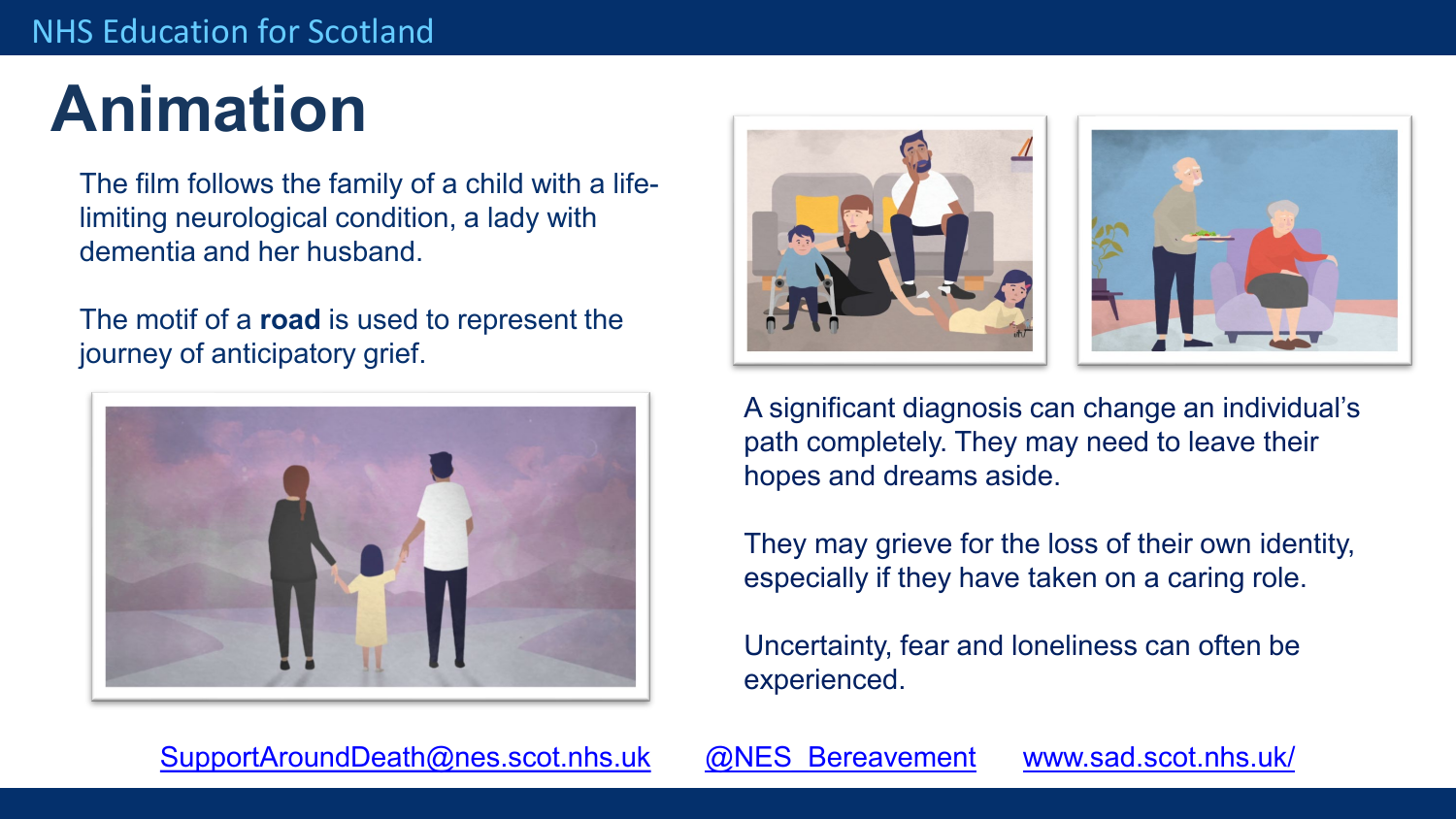# Animation

The film follows the family of a child with a life-limiting neurological condition, a lady with dementia and her husband.

The motif of a **road** is used to represent the journey of anticipatory grief.

A significant diagnosis can change an individual's path completely. They may need to leave their hopes and dreams aside.

They may grieve for the loss of their own identity, especially if they have taken on a caring role.

Uncertainty, fear and loneliness can often be experienced.

SupportAroundDeath@nes.scot.nhs.uk @NES_Bereavement www.sad.scot.nhs.uk/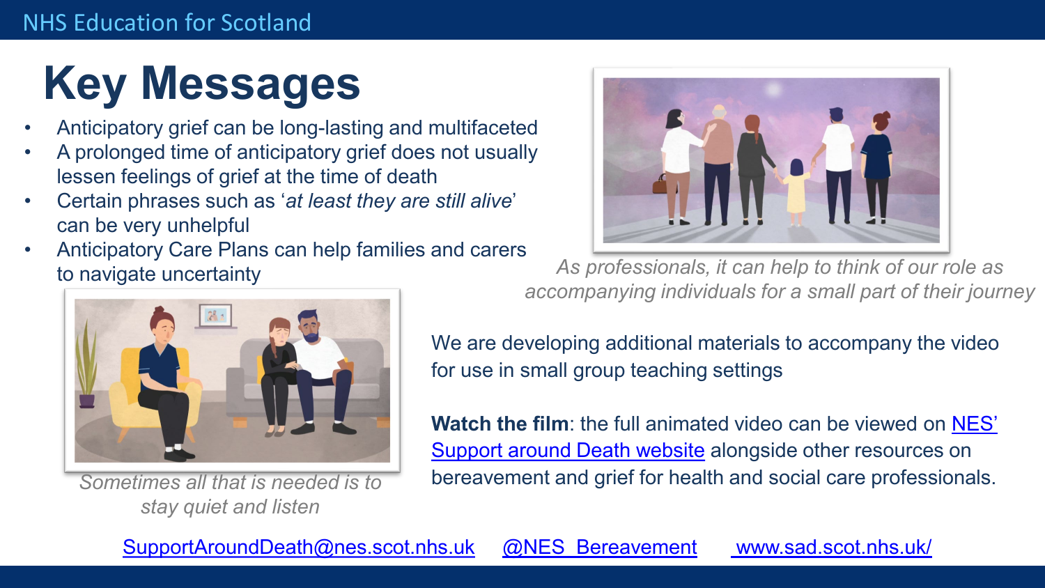# Key Messages

- Anticipatory grief can be long-lasting and multifaceted
- A prolonged time of anticipatory grief does not usually lessen feelings of grief at the time of death
- Certain phrases such as '*at least they are still alive*' can be very unhelpful
- Anticipatory Care Plans can help families and carers to navigate uncertainty

*As professionals, it can help to think of our role as accompanying individuals for a small part of their journey*

*Sometimes all that is needed is to stay quiet and listen*

We are developing additional materials to accompany the video for use in small group teaching settings

**Watch the film**: the full animated video can be viewed on NES' Support around Death website alongside other resources on bereavement and grief for health and social care professionals.

SupportAroundDeath@nes.scot.nhs.uk @NES_Bereavement www.sad.scot.nhs.uk/